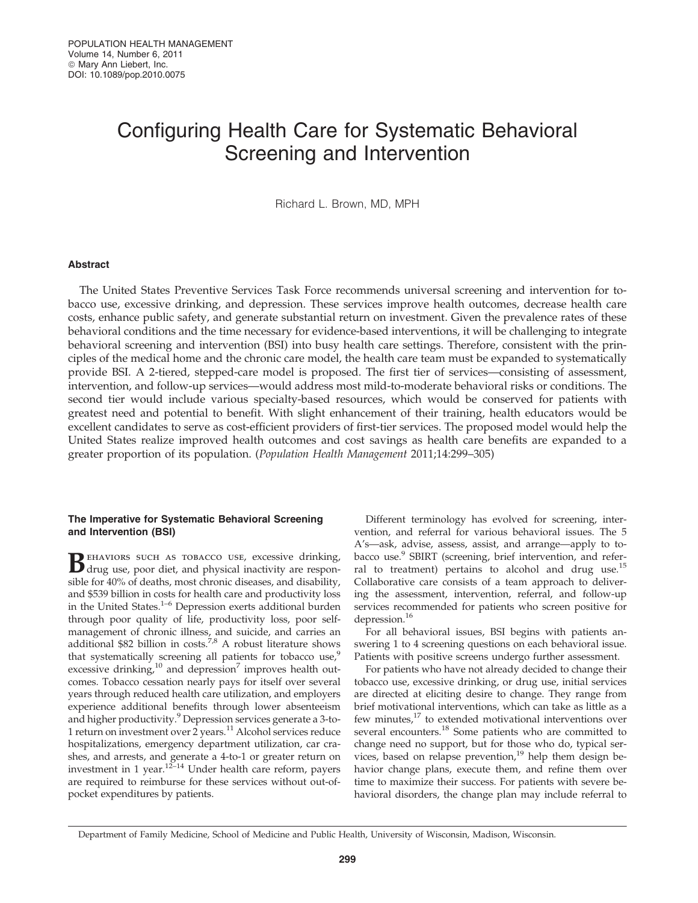# Configuring Health Care for Systematic Behavioral Screening and Intervention

Richard L. Brown, MD, MPH

## Abstract

The United States Preventive Services Task Force recommends universal screening and intervention for tobacco use, excessive drinking, and depression. These services improve health outcomes, decrease health care costs, enhance public safety, and generate substantial return on investment. Given the prevalence rates of these behavioral conditions and the time necessary for evidence-based interventions, it will be challenging to integrate behavioral screening and intervention (BSI) into busy health care settings. Therefore, consistent with the principles of the medical home and the chronic care model, the health care team must be expanded to systematically provide BSI. A 2-tiered, stepped-care model is proposed. The first tier of services—consisting of assessment, intervention, and follow-up services—would address most mild-to-moderate behavioral risks or conditions. The second tier would include various specialty-based resources, which would be conserved for patients with greatest need and potential to benefit. With slight enhancement of their training, health educators would be excellent candidates to serve as cost-efficient providers of first-tier services. The proposed model would help the United States realize improved health outcomes and cost savings as health care benefits are expanded to a greater proportion of its population. (*Population Health Management* 2011;14:299–305)

## The Imperative for Systematic Behavioral Screening and Intervention (BSI)

Behaviors such as tobacco use, excessive drinking, drug use, poor diet, and physical inactivity are responsible for 40% of deaths, most chronic diseases, and disability, and \$539 billion in costs for health care and productivity loss in the United States.[1–6] Depression exerts additional burden through poor quality of life, productivity loss, poor self-management of chronic illness, and suicide, and carries an additional \$82 billion in costs.[7,8] A robust literature shows that systematically screening all patients for tobacco use,[9] excessive drinking,[10] and depression[7] improves health outcomes. Tobacco cessation nearly pays for itself over several years through reduced health care utilization, and employers experience additional benefits through lower absenteeism and higher productivity.[9] Depression services generate a 3-to-1 return on investment over 2 years.[11] Alcohol services reduce hospitalizations, emergency department utilization, car crashes, and arrests, and generate a 4-to-1 or greater return on investment in 1 year.[12–14] Under health care reform, payers are required to reimburse for these services without out-of-pocket expenditures by patients.

Different terminology has evolved for screening, intervention, and referral for various behavioral issues. The 5 A's—ask, advise, assess, assist, and arrange—apply to tobacco use.[9] SBIRT (screening, brief intervention, and referral to treatment) pertains to alcohol and drug use.[15] Collaborative care consists of a team approach to delivering the assessment, intervention, referral, and follow-up services recommended for patients who screen positive for depression.[16]

For all behavioral issues, BSI begins with patients answering 1 to 4 screening questions on each behavioral issue. Patients with positive screens undergo further assessment.

For patients who have not already decided to change their tobacco use, excessive drinking, or drug use, initial services are directed at eliciting desire to change. They range from brief motivational interventions, which can take as little as a few minutes,[17] to extended motivational interventions over several encounters.[18] Some patients who are committed to change need no support, but for those who do, typical services, based on relapse prevention,[19] help them design behavior change plans, execute them, and refine them over time to maximize their success. For patients with severe behavioral disorders, the change plan may include referral to

Department of Family Medicine, School of Medicine and Public Health, University of Wisconsin, Madison, Wisconsin.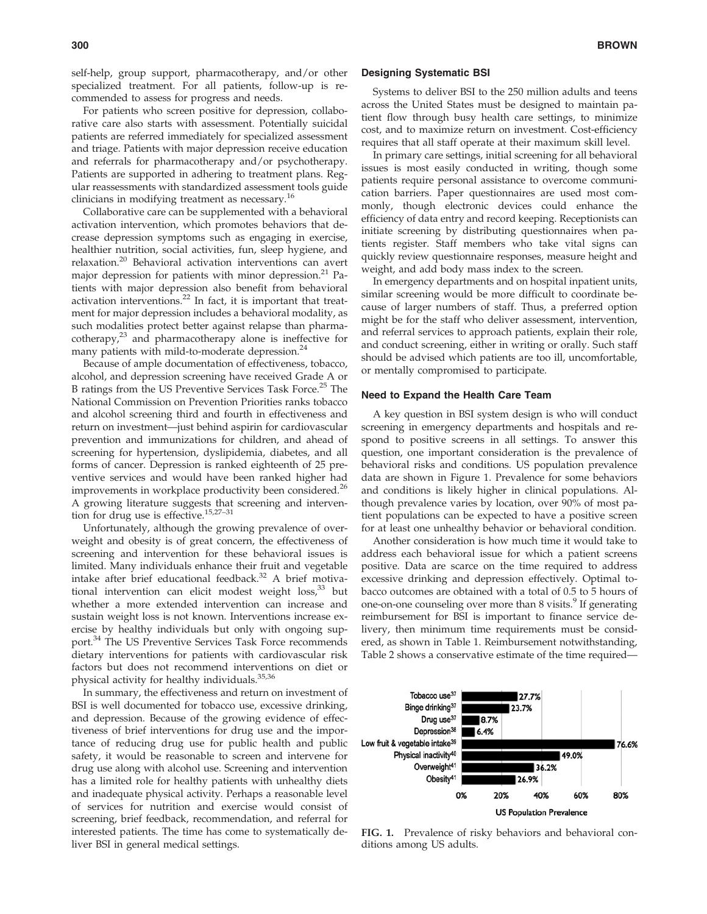self-help, group support, pharmacotherapy, and/or other specialized treatment. For all patients, follow-up is recommended to assess for progress and needs.

For patients who screen positive for depression, collaborative care also starts with assessment. Potentially suicidal patients are referred immediately for specialized assessment and triage. Patients with major depression receive education and referrals for pharmacotherapy and/or psychotherapy. Patients are supported in adhering to treatment plans. Regular reassessments with standardized assessment tools guide clinicians in modifying treatment as necessary.[16]

Collaborative care can be supplemented with a behavioral activation intervention, which promotes behaviors that decrease depression symptoms such as engaging in exercise, healthier nutrition, social activities, fun, sleep hygiene, and relaxation.[20] Behavioral activation interventions can avert major depression for patients with minor depression.[21] Patients with major depression also benefit from behavioral activation interventions.[22] In fact, it is important that treatment for major depression includes a behavioral modality, as such modalities protect better against relapse than pharmacotherapy,[23] and pharmacotherapy alone is ineffective for many patients with mild-to-moderate depression.[24]

Because of ample documentation of effectiveness, tobacco, alcohol, and depression screening have received Grade A or B ratings from the US Preventive Services Task Force.[25] The National Commission on Prevention Priorities ranks tobacco and alcohol screening third and fourth in effectiveness and return on investment—just behind aspirin for cardiovascular prevention and immunizations for children, and ahead of screening for hypertension, dyslipidemia, diabetes, and all forms of cancer. Depression is ranked eighteenth of 25 preventive services and would have been ranked higher had improvements in workplace productivity been considered.[26] A growing literature suggests that screening and intervention for drug use is effective.[15,27–31]

Unfortunately, although the growing prevalence of overweight and obesity is of great concern, the effectiveness of screening and intervention for these behavioral issues is limited. Many individuals enhance their fruit and vegetable intake after brief educational feedback.[32] A brief motivational intervention can elicit modest weight loss,[33] but whether a more extended intervention can increase and sustain weight loss is not known. Interventions increase exercise by healthy individuals but only with ongoing support.[34] The US Preventive Services Task Force recommends dietary interventions for patients with cardiovascular risk factors but does not recommend interventions on diet or physical activity for healthy individuals.[35,36]

In summary, the effectiveness and return on investment of BSI is well documented for tobacco use, excessive drinking, and depression. Because of the growing evidence of effectiveness of brief interventions for drug use and the importance of reducing drug use for public health and public safety, it would be reasonable to screen and intervene for drug use along with alcohol use. Screening and intervention has a limited role for healthy patients with unhealthy diets and inadequate physical activity. Perhaps a reasonable level of services for nutrition and exercise would consist of screening, brief feedback, recommendation, and referral for interested patients. The time has come to systematically deliver BSI in general medical settings.

### Designing Systematic BSI

Systems to deliver BSI to the 250 million adults and teens across the United States must be designed to maintain patient flow through busy health care settings, to minimize cost, and to maximize return on investment. Cost-efficiency requires that all staff operate at their maximum skill level.

In primary care settings, initial screening for all behavioral issues is most easily conducted in writing, though some patients require personal assistance to overcome communication barriers. Paper questionnaires are used most commonly, though electronic devices could enhance the efficiency of data entry and record keeping. Receptionists can initiate screening by distributing questionnaires when patients register. Staff members who take vital signs can quickly review questionnaire responses, measure height and weight, and add body mass index to the screen.

In emergency departments and on hospital inpatient units, similar screening would be more difficult to coordinate because of larger numbers of staff. Thus, a preferred option might be for the staff who deliver assessment, intervention, and referral services to approach patients, explain their role, and conduct screening, either in writing or orally. Such staff should be advised which patients are too ill, uncomfortable, or mentally compromised to participate.

### Need to Expand the Health Care Team

A key question in BSI system design is who will conduct screening in emergency departments and hospitals and respond to positive screens in all settings. To answer this question, one important consideration is the prevalence of behavioral risks and conditions. US population prevalence data are shown in Figure 1. Prevalence for some behaviors and conditions is likely higher in clinical populations. Although prevalence varies by location, over 90% of most patient populations can be expected to have a positive screen for at least one unhealthy behavior or behavioral condition.

Another consideration is how much time it would take to address each behavioral issue for which a patient screens positive. Data are scarce on the time required to address excessive drinking and depression effectively. Optimal tobacco outcomes are obtained with a total of 0.5 to 5 hours of one-on-one counseling over more than 8 visits.[9] If generating reimbursement for BSI is important to finance service delivery, then minimum time requirements must be considered, as shown in Table 1. Reimbursement notwithstanding, Table 2 shows a conservative estimate of the time required—

| Behavior/condition | US Population Prevalence |
|---|---|
| Tobacco use[37] | 27.7% |
| Binge drinking[37] | 23.7% |
| Drug use[37] | 8.7% |
| Depression[38] | 6.4% |
| Low fruit & vegetable intake[39] | 76.6% |
| Physical inactivity[40] | 49.0% |
| Overweight[41] | 36.2% |
| Obesity[41] | 26.9% |

**FIG. 1.** Prevalence of risky behaviors and behavioral conditions among US adults.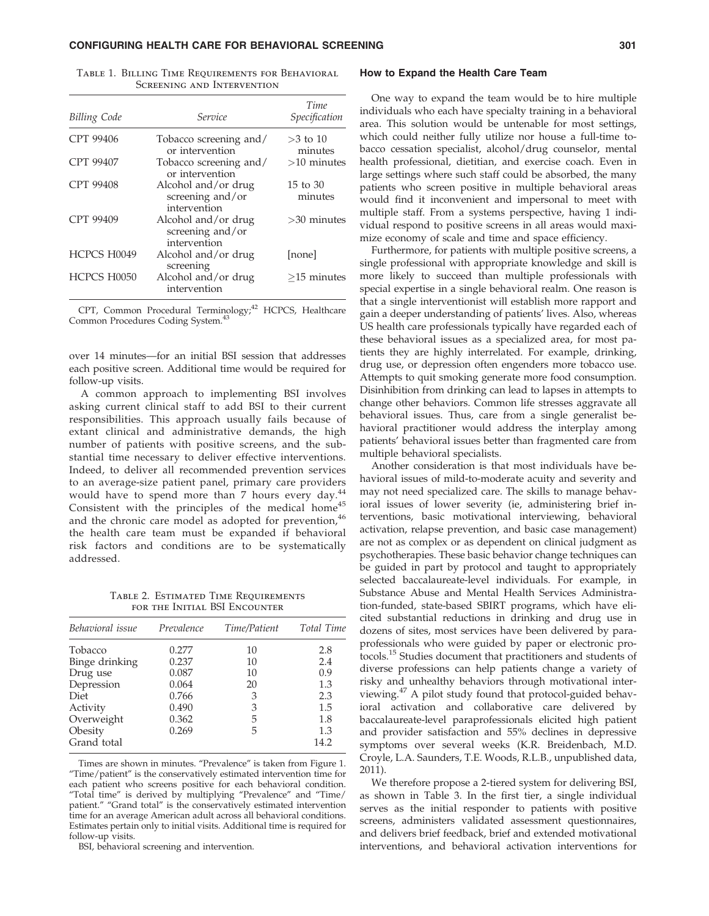Table 1. Billing Time Requirements for Behavioral Screening and Intervention

| *Billing Code* | *Service* | *Time Specification* |
|---|---|---|
| CPT 99406 | Tobacco screening and/ or intervention | >3 to 10 minutes |
| CPT 99407 | Tobacco screening and/ or intervention | >10 minutes |
| CPT 99408 | Alcohol and/or drug screening and/or intervention | 15 to 30 minutes |
| CPT 99409 | Alcohol and/or drug screening and/or intervention | >30 minutes |
| HCPCS H0049 | Alcohol and/or drug screening | [none] |
| HCPCS H0050 | Alcohol and/or drug intervention | ≥15 minutes |

CPT, Common Procedural Terminology;[42] HCPCS, Healthcare Common Procedures Coding System.[43]

over 14 minutes—for an initial BSI session that addresses each positive screen. Additional time would be required for follow-up visits.

A common approach to implementing BSI involves asking current clinical staff to add BSI to their current responsibilities. This approach usually fails because of extant clinical and administrative demands, the high number of patients with positive screens, and the substantial time necessary to deliver effective interventions. Indeed, to deliver all recommended prevention services to an average-size patient panel, primary care providers would have to spend more than 7 hours every day.[44] Consistent with the principles of the medical home[45] and the chronic care model as adopted for prevention,[46] the health care team must be expanded if behavioral risk factors and conditions are to be systematically addressed.

Table 2. Estimated Time Requirements for the Initial BSI Encounter

| *Behavioral issue* | *Prevalence* | *Time/Patient* | *Total Time* |
|---|---|---|---|
| Tobacco | 0.277 | 10 | 2.8 |
| Binge drinking | 0.237 | 10 | 2.4 |
| Drug use | 0.087 | 10 | 0.9 |
| Depression | 0.064 | 20 | 1.3 |
| Diet | 0.766 | 3 | 2.3 |
| Activity | 0.490 | 3 | 1.5 |
| Overweight | 0.362 | 5 | 1.8 |
| Obesity | 0.269 | 5 | 1.3 |
| Grand total | | | 14.2 |

Times are shown in minutes. "Prevalence" is taken from Figure 1. "Time/patient" is the conservatively estimated intervention time for each patient who screens positive for each behavioral condition. "Total time" is derived by multiplying "Prevalence" and "Time/patient." "Grand total" is the conservatively estimated intervention time for an average American adult across all behavioral conditions. Estimates pertain only to initial visits. Additional time is required for follow-up visits.

BSI, behavioral screening and intervention.

### How to Expand the Health Care Team

One way to expand the team would be to hire multiple individuals who each have specialty training in a behavioral area. This solution would be untenable for most settings, which could neither fully utilize nor house a full-time tobacco cessation specialist, alcohol/drug counselor, mental health professional, dietitian, and exercise coach. Even in large settings where such staff could be absorbed, the many patients who screen positive in multiple behavioral areas would find it inconvenient and impersonal to meet with multiple staff. From a systems perspective, having 1 individual respond to positive screens in all areas would maximize economy of scale and time and space efficiency.

Furthermore, for patients with multiple positive screens, a single professional with appropriate knowledge and skill is more likely to succeed than multiple professionals with special expertise in a single behavioral realm. One reason is that a single interventionist will establish more rapport and gain a deeper understanding of patients' lives. Also, whereas US health care professionals typically have regarded each of these behavioral issues as a specialized area, for most patients they are highly interrelated. For example, drinking, drug use, or depression often engenders more tobacco use. Attempts to quit smoking generate more food consumption. Disinhibition from drinking can lead to lapses in attempts to change other behaviors. Common life stresses aggravate all behavioral issues. Thus, care from a single generalist behavioral practitioner would address the interplay among patients' behavioral issues better than fragmented care from multiple behavioral specialists.

Another consideration is that most individuals have behavioral issues of mild-to-moderate acuity and severity and may not need specialized care. The skills to manage behavioral issues of lower severity (ie, administering brief interventions, basic motivational interviewing, behavioral activation, relapse prevention, and basic case management) are not as complex or as dependent on clinical judgment as psychotherapies. These basic behavior change techniques can be guided in part by protocol and taught to appropriately selected baccalaureate-level individuals. For example, in Substance Abuse and Mental Health Services Administration-funded, state-based SBIRT programs, which have elicited substantial reductions in drinking and drug use in dozens of sites, most services have been delivered by paraprofessionals who were guided by paper or electronic protocols.[15] Studies document that practitioners and students of diverse professions can help patients change a variety of risky and unhealthy behaviors through motivational interviewing.[47] A pilot study found that protocol-guided behavioral activation and collaborative care delivered by baccalaureate-level paraprofessionals elicited high patient and provider satisfaction and 55% declines in depressive symptoms over several weeks (K.R. Breidenbach, M.D. Croyle, L.A. Saunders, T.E. Woods, R.L.B., unpublished data, 2011).

We therefore propose a 2-tiered system for delivering BSI, as shown in Table 3. In the first tier, a single individual serves as the initial responder to patients with positive screens, administers validated assessment questionnaires, and delivers brief feedback, brief and extended motivational interventions, and behavioral activation interventions for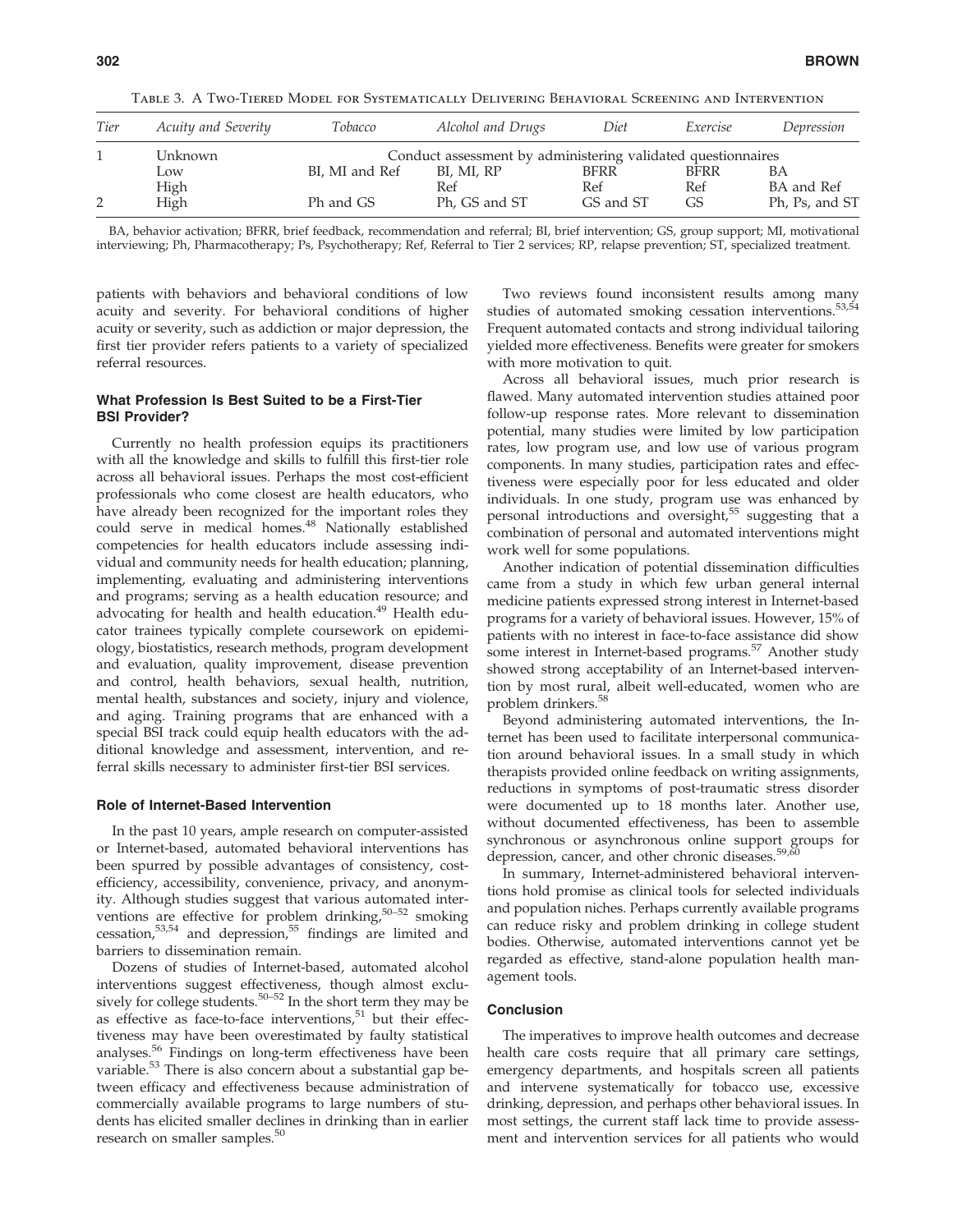Table 3. A Two-Tiered Model for Systematically Delivering Behavioral Screening and Intervention

| Tier | Acuity and Severity | Tobacco | Alcohol and Drugs | Diet | Exercise | Depression |
|---|---|---|---|---|---|---|
| 1 | Unknown | Conduct assessment by administering validated questionnaires | | | | |
| | Low | BI, MI and Ref | BI, MI, RP | BFRR | BFRR | BA |
| | High | | Ref | Ref | Ref | BA and Ref |
| 2 | High | Ph and GS | Ph, GS and ST | GS and ST | GS | Ph, Ps, and ST |

BA, behavior activation; BFRR, brief feedback, recommendation and referral; BI, brief intervention; GS, group support; MI, motivational interviewing; Ph, Pharmacotherapy; Ps, Psychotherapy; Ref, Referral to Tier 2 services; RP, relapse prevention; ST, specialized treatment.

patients with behaviors and behavioral conditions of low acuity and severity. For behavioral conditions of higher acuity or severity, such as addiction or major depression, the first tier provider refers patients to a variety of specialized referral resources.

### What Profession Is Best Suited to be a First-Tier BSI Provider?

Currently no health profession equips its practitioners with all the knowledge and skills to fulfill this first-tier role across all behavioral issues. Perhaps the most cost-efficient professionals who come closest are health educators, who have already been recognized for the important roles they could serve in medical homes.[48] Nationally established competencies for health educators include assessing individual and community needs for health education; planning, implementing, evaluating and administering interventions and programs; serving as a health education resource; and advocating for health and health education.[49] Health educator trainees typically complete coursework on epidemiology, biostatistics, research methods, program development and evaluation, quality improvement, disease prevention and control, health behaviors, sexual health, nutrition, mental health, substances and society, injury and violence, and aging. Training programs that are enhanced with a special BSI track could equip health educators with the additional knowledge and assessment, intervention, and referral skills necessary to administer first-tier BSI services.

### Role of Internet-Based Intervention

In the past 10 years, ample research on computer-assisted or Internet-based, automated behavioral interventions has been spurred by possible advantages of consistency, cost-efficiency, accessibility, convenience, privacy, and anonymity. Although studies suggest that various automated interventions are effective for problem drinking,[50–52] smoking cessation,[53,54] and depression,[55] findings are limited and barriers to dissemination remain.

Dozens of studies of Internet-based, automated alcohol interventions suggest effectiveness, though almost exclusively for college students.[50–52] In the short term they may be as effective as face-to-face interventions,[51] but their effectiveness may have been overestimated by faulty statistical analyses.[56] Findings on long-term effectiveness have been variable.[53] There is also concern about a substantial gap between efficacy and effectiveness because administration of commercially available programs to large numbers of students has elicited smaller declines in drinking than in earlier research on smaller samples.[50]

Two reviews found inconsistent results among many studies of automated smoking cessation interventions.[53,54] Frequent automated contacts and strong individual tailoring yielded more effectiveness. Benefits were greater for smokers with more motivation to quit.

Across all behavioral issues, much prior research is flawed. Many automated intervention studies attained poor follow-up response rates. More relevant to dissemination potential, many studies were limited by low participation rates, low program use, and low use of various program components. In many studies, participation rates and effectiveness were especially poor for less educated and older individuals. In one study, program use was enhanced by personal introductions and oversight,[55] suggesting that a combination of personal and automated interventions might work well for some populations.

Another indication of potential dissemination difficulties came from a study in which few urban general internal medicine patients expressed strong interest in Internet-based programs for a variety of behavioral issues. However, 15% of patients with no interest in face-to-face assistance did show some interest in Internet-based programs.[57] Another study showed strong acceptability of an Internet-based intervention by most rural, albeit well-educated, women who are problem drinkers.[58]

Beyond administering automated interventions, the Internet has been used to facilitate interpersonal communication around behavioral issues. In a small study in which therapists provided online feedback on writing assignments, reductions in symptoms of post-traumatic stress disorder were documented up to 18 months later. Another use, without documented effectiveness, has been to assemble synchronous or asynchronous online support groups for depression, cancer, and other chronic diseases.[59,60]

In summary, Internet-administered behavioral interventions hold promise as clinical tools for selected individuals and population niches. Perhaps currently available programs can reduce risky and problem drinking in college student bodies. Otherwise, automated interventions cannot yet be regarded as effective, stand-alone population health management tools.

### Conclusion

The imperatives to improve health outcomes and decrease health care costs require that all primary care settings, emergency departments, and hospitals screen all patients and intervene systematically for tobacco use, excessive drinking, depression, and perhaps other behavioral issues. In most settings, the current staff lack time to provide assessment and intervention services for all patients who would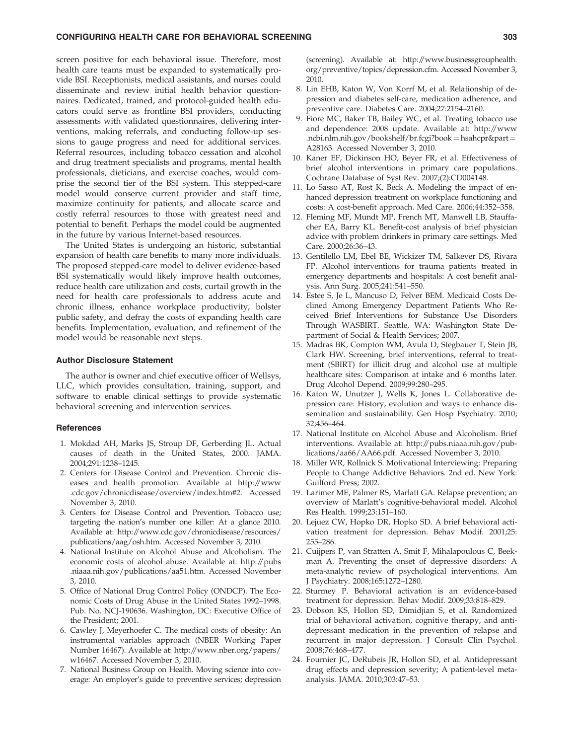screen positive for each behavioral issue. Therefore, most health care teams must be expanded to systematically provide BSI. Receptionists, medical assistants, and nurses could disseminate and review initial health behavior questionnaires. Dedicated, trained, and protocol-guided health educators could serve as frontline BSI providers, conducting assessments with validated questionnaires, delivering interventions, making referrals, and conducting follow-up sessions to gauge progress and need for additional services. Referral resources, including tobacco cessation and alcohol and drug treatment specialists and programs, mental health professionals, dieticians, and exercise coaches, would comprise the second tier of the BSI system. This stepped-care model would conserve current provider and staff time, maximize continuity for patients, and allocate scarce and costly referral resources to those with greatest need and potential to benefit. Perhaps the model could be augmented in the future by various Internet-based resources.

The United States is undergoing an historic, substantial expansion of health care benefits to many more individuals. The proposed stepped-care model to deliver evidence-based BSI systematically would likely improve health outcomes, reduce health care utilization and costs, curtail growth in the need for health care professionals to address acute and chronic illness, enhance workplace productivity, bolster public safety, and defray the costs of expanding health care benefits. Implementation, evaluation, and refinement of the model would be reasonable next steps.

### Author Disclosure Statement

The author is owner and chief executive officer of Wellsys, LLC, which provides consultation, training, support, and software to enable clinical settings to provide systematic behavioral screening and intervention services.

### References

1. Mokdad AH, Marks JS, Stroup DF, Gerberding JL. Actual causes of death in the United States, 2000. JAMA. 2004;291:1238–1245.
2. Centers for Disease Control and Prevention. Chronic diseases and health promotion. Available at http://www.cdc.gov/chronicdisease/overview/index.htm#2. Accessed November 3, 2010.
3. Centers for Disease Control and Prevention. Tobacco use; targeting the nation's number one killer: At a glance 2010. Available at: http://www.cdc.gov/chronicdisease/resources/publications/aag/osh.htm. Accessed November 3, 2010.
4. National Institute on Alcohol Abuse and Alcoholism. The economic costs of alcohol abuse. Available at: http://pubs.niaaa.nih.gov/publications/aa51.htm. Accessed November 3, 2010.
5. Office of National Drug Control Policy (ONDCP). The Economic Costs of Drug Abuse in the United States 1992–1998. Pub. No. NCJ-190636. Washington, DC: Executive Office of the President; 2001.
6. Cawley J, Meyerhoefer C. The medical costs of obesity: An instrumental variables approach (NBER Working Paper Number 16467). Available at: http://www.nber.org/papers/w16467. Accessed November 3, 2010.
7. National Business Group on Health. Moving science into coverage: An employer's guide to preventive services; depression (screening). Available at: http://www.businessgrouphealth.org/preventive/topics/depression.cfm. Accessed November 3, 2010.
8. Lin EHB, Katon W, Von Korrf M, et al. Relationship of depression and diabetes self-care, medication adherence, and preventive care. Diabetes Care. 2004;27:2154–2160.
9. Fiore MC, Baker TB, Bailey WC, et al. Treating tobacco use and dependence: 2008 update. Available at: http://www.ncbi.nlm.nih.gov/bookshelf/br.fcgi?book=hsahcpr&part=A28163. Accessed November 3, 2010.
10. Kaner EF, Dickinson HO, Beyer FR, et al. Effectiveness of brief alcohol interventions in primary care populations. Cochrane Database of Syst Rev. 2007;(2):CD004148.
11. Lo Sasso AT, Rost K, Beck A. Modeling the impact of enhanced depression treatment on workplace functioning and costs: A cost-benefit approach. Med Care. 2006;44:352–358.
12. Fleming MF, Mundt MP, French MT, Manwell LB, Stauffacher EA, Barry KL. Benefit-cost analysis of brief physician advice with problem drinkers in primary care settings. Med Care. 2000;26:36–43.
13. Gentilello LM, Ebel BE, Wickizer TM, Salkever DS, Rivara FP. Alcohol interventions for trauma patients treated in emergency departments and hospitals: A cost benefit analysis. Ann Surg. 2005;241:541–550.
14. Estee S, Je L, Mancuso D, Felver BEM. Medicaid Costs Declined Among Emergency Department Patients Who Received Brief Interventions for Substance Use Disorders Through WASBIRT. Seattle, WA: Washington State Department of Social & Health Services; 2007.
15. Madras BK, Compton WM, Avula D, Stegbauer T, Stein JB, Clark HW. Screening, brief interventions, referral to treatment (SBIRT) for illicit drug and alcohol use at multiple healthcare sites: Comparison at intake and 6 months later. Drug Alcohol Depend. 2009;99:280–295.
16. Katon W, Unutzer J, Wells K, Jones L. Collaborative depression care: History, evolution and ways to enhance dissemination and sustainability. Gen Hosp Psychiatry. 2010; 32;456–464.
17. National Institute on Alcohol Abuse and Alcoholism. Brief interventions. Available at: http://pubs.niaaa.nih.gov/publications/aa66/AA66.pdf. Accessed November 3, 2010.
18. Miller WR, Rollnick S. Motivational Interviewing: Preparing People to Change Addictive Behaviors. 2nd ed. New York: Guilford Press; 2002.
19. Larimer ME, Palmer RS, Marlatt GA. Relapse prevention; an overview of Marlatt's cognitive-behavioral model. Alcohol Res Health. 1999;23:151–160.
20. Lejuez CW, Hopko DR, Hopko SD. A brief behavioral activation treatment for depression. Behav Modif. 2001;25: 255–286.
21. Cuijpers P, van Stratten A, Smit F, Mihalapoulous C, Beekman A. Preventing the onset of depressive disorders: A meta-analytic review of psychological interventions. Am J Psychiatry. 2008;165:1272–1280.
22. Sturmey P. Behavioral activation is an evidence-based treatment for depression. Behav Modif. 2009;33:818–829.
23. Dobson KS, Hollon SD, Dimidjian S, et al. Randomized trial of behavioral activation, cognitive therapy, and antidepressant medication in the prevention of relapse and recurrent in major depression. J Consult Clin Psychol. 2008;76:468–477.
24. Fournier JC, DeRubeis JR, Hollon SD, et al. Antidepressant drug effects and depression severity; A patient-level meta-analysis. JAMA. 2010;303:47–53.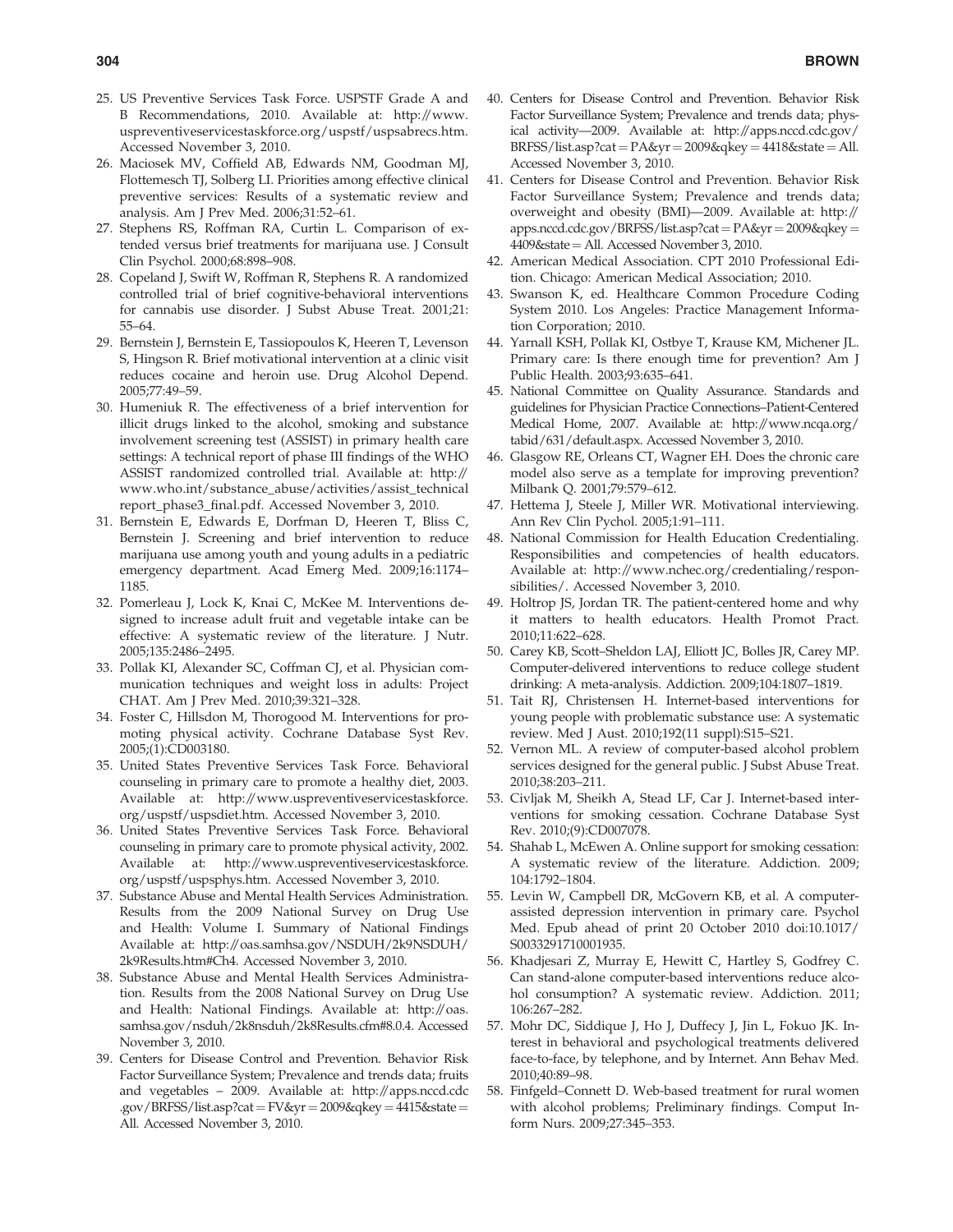25. US Preventive Services Task Force. USPSTF Grade A and B Recommendations, 2010. Available at: http://www.uspreventiveservicestaskforce.org/uspstf/uspsabrecs.htm. Accessed November 3, 2010.
26. Maciosek MV, Coffield AB, Edwards NM, Goodman MJ, Flottemesch TJ, Solberg LI. Priorities among effective clinical preventive services: Results of a systematic review and analysis. Am J Prev Med. 2006;31:52–61.
27. Stephens RS, Roffman RA, Curtin L. Comparison of extended versus brief treatments for marijuana use. J Consult Clin Psychol. 2000;68:898–908.
28. Copeland J, Swift W, Roffman R, Stephens R. A randomized controlled trial of brief cognitive-behavioral interventions for cannabis use disorder. J Subst Abuse Treat. 2001;21: 55–64.
29. Bernstein J, Bernstein E, Tassiopoulos K, Heeren T, Levenson S, Hingson R. Brief motivational intervention at a clinic visit reduces cocaine and heroin use. Drug Alcohol Depend. 2005;77:49–59.
30. Humeniuk R. The effectiveness of a brief intervention for illicit drugs linked to the alcohol, smoking and substance involvement screening test (ASSIST) in primary health care settings: A technical report of phase III findings of the WHO ASSIST randomized controlled trial. Available at: http://www.who.int/substance_abuse/activities/assist_technical report_phase3_final.pdf. Accessed November 3, 2010.
31. Bernstein E, Edwards E, Dorfman D, Heeren T, Bliss C, Bernstein J. Screening and brief intervention to reduce marijuana use among youth and young adults in a pediatric emergency department. Acad Emerg Med. 2009;16:1174–1185.
32. Pomerleau J, Lock K, Knai C, McKee M. Interventions designed to increase adult fruit and vegetable intake can be effective: A systematic review of the literature. J Nutr. 2005;135:2486–2495.
33. Pollak KI, Alexander SC, Coffman CJ, et al. Physician communication techniques and weight loss in adults: Project CHAT. Am J Prev Med. 2010;39:321–328.
34. Foster C, Hillsdon M, Thorogood M. Interventions for promoting physical activity. Cochrane Database Syst Rev. 2005;(1):CD003180.
35. United States Preventive Services Task Force. Behavioral counseling in primary care to promote a healthy diet, 2003. Available at: http://www.uspreventiveservicestaskforce.org/uspstf/uspsdiet.htm. Accessed November 3, 2010.
36. United States Preventive Services Task Force. Behavioral counseling in primary care to promote physical activity, 2002. Available at: http://www.uspreventiveservicestaskforce.org/uspstf/uspsphys.htm. Accessed November 3, 2010.
37. Substance Abuse and Mental Health Services Administration. Results from the 2009 National Survey on Drug Use and Health: Volume I. Summary of National Findings Available at: http://oas.samhsa.gov/NSDUH/2k9NSDUH/2k9Results.htm#Ch4. Accessed November 3, 2010.
38. Substance Abuse and Mental Health Services Administration. Results from the 2008 National Survey on Drug Use and Health: National Findings. Available at: http://oas.samhsa.gov/nsduh/2k8nsduh/2k8Results.cfm#8.0.4. Accessed November 3, 2010.
39. Centers for Disease Control and Prevention. Behavior Risk Factor Surveillance System; Prevalence and trends data; fruits and vegetables – 2009. Available at: http://apps.nccd.cdc.gov/BRFSS/list.asp?cat=FV&yr=2009&qkey=4415&state=All. Accessed November 3, 2010.
40. Centers for Disease Control and Prevention. Behavior Risk Factor Surveillance System; Prevalence and trends data; physical activity—2009. Available at: http://apps.nccd.cdc.gov/BRFSS/list.asp?cat=PA&yr=2009&qkey=4418&state=All. Accessed November 3, 2010.
41. Centers for Disease Control and Prevention. Behavior Risk Factor Surveillance System; Prevalence and trends data; overweight and obesity (BMI)—2009. Available at: http://apps.nccd.cdc.gov/BRFSS/list.asp?cat=PA&yr=2009&qkey=4409&state=All. Accessed November 3, 2010.
42. American Medical Association. CPT 2010 Professional Edition. Chicago: American Medical Association; 2010.
43. Swanson K, ed. Healthcare Common Procedure Coding System 2010. Los Angeles: Practice Management Information Corporation; 2010.
44. Yarnall KSH, Pollak KI, Ostbye T, Krause KM, Michener JL. Primary care: Is there enough time for prevention? Am J Public Health. 2003;93:635–641.
45. National Committee on Quality Assurance. Standards and guidelines for Physician Practice Connections–Patient-Centered Medical Home, 2007. Available at: http://www.ncqa.org/tabid/631/default.aspx. Accessed November 3, 2010.
46. Glasgow RE, Orleans CT, Wagner EH. Does the chronic care model also serve as a template for improving prevention? Milbank Q. 2001;79:579–612.
47. Hettema J, Steele J, Miller WR. Motivational interviewing. Ann Rev Clin Pychol. 2005;1:91–111.
48. National Commission for Health Education Credentialing. Responsibilities and competencies of health educators. Available at: http://www.nchec.org/credentialing/responsibilities/. Accessed November 3, 2010.
49. Holtrop JS, Jordan TR. The patient-centered home and why it matters to health educators. Health Promot Pract. 2010;11:622–628.
50. Carey KB, Scott–Sheldon LAJ, Elliott JC, Bolles JR, Carey MP. Computer-delivered interventions to reduce college student drinking: A meta-analysis. Addiction. 2009;104:1807–1819.
51. Tait RJ, Christensen H. Internet-based interventions for young people with problematic substance use: A systematic review. Med J Aust. 2010;192(11 suppl):S15–S21.
52. Vernon ML. A review of computer-based alcohol problem services designed for the general public. J Subst Abuse Treat. 2010;38:203–211.
53. Civljak M, Sheikh A, Stead LF, Car J. Internet-based interventions for smoking cessation. Cochrane Database Syst Rev. 2010;(9):CD007078.
54. Shahab L, McEwen A. Online support for smoking cessation: A systematic review of the literature. Addiction. 2009; 104:1792–1804.
55. Levin W, Campbell DR, McGovern KB, et al. A computer-assisted depression intervention in primary care. Psychol Med. Epub ahead of print 20 October 2010 doi:10.1017/S0033291710001935.
56. Khadjesari Z, Murray E, Hewitt C, Hartley S, Godfrey C. Can stand-alone computer-based interventions reduce alcohol consumption? A systematic review. Addiction. 2011; 106:267–282.
57. Mohr DC, Siddique J, Ho J, Duffecy J, Jin L, Fokuo JK. Interest in behavioral and psychological treatments delivered face-to-face, by telephone, and by Internet. Ann Behav Med. 2010;40:89–98.
58. Finfgeld–Connett D. Web-based treatment for rural women with alcohol problems; Preliminary findings. Comput Inform Nurs. 2009;27:345–353.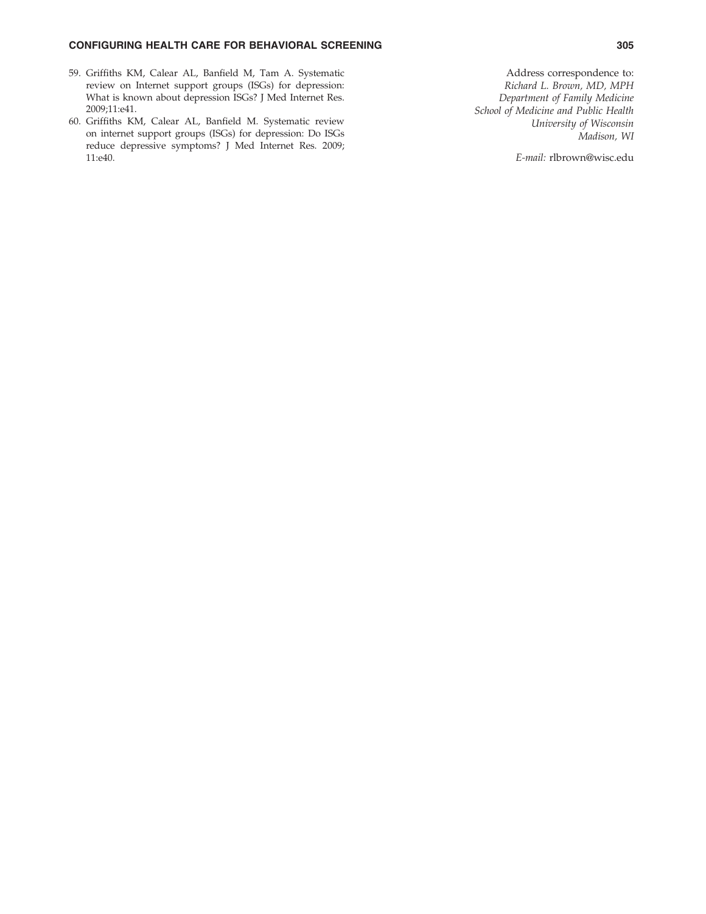59. Griffiths KM, Calear AL, Banfield M, Tam A. Systematic review on Internet support groups (ISGs) for depression: What is known about depression ISGs? J Med Internet Res. 2009;11:e41.
60. Griffiths KM, Calear AL, Banfield M. Systematic review on internet support groups (ISGs) for depression: Do ISGs reduce depressive symptoms? J Med Internet Res. 2009; 11:e40.

Address correspondence to:
*Richard L. Brown, MD, MPH*
*Department of Family Medicine*
*School of Medicine and Public Health*
*University of Wisconsin*
*Madison, WI*

*E-mail:* rlbrown@wisc.edu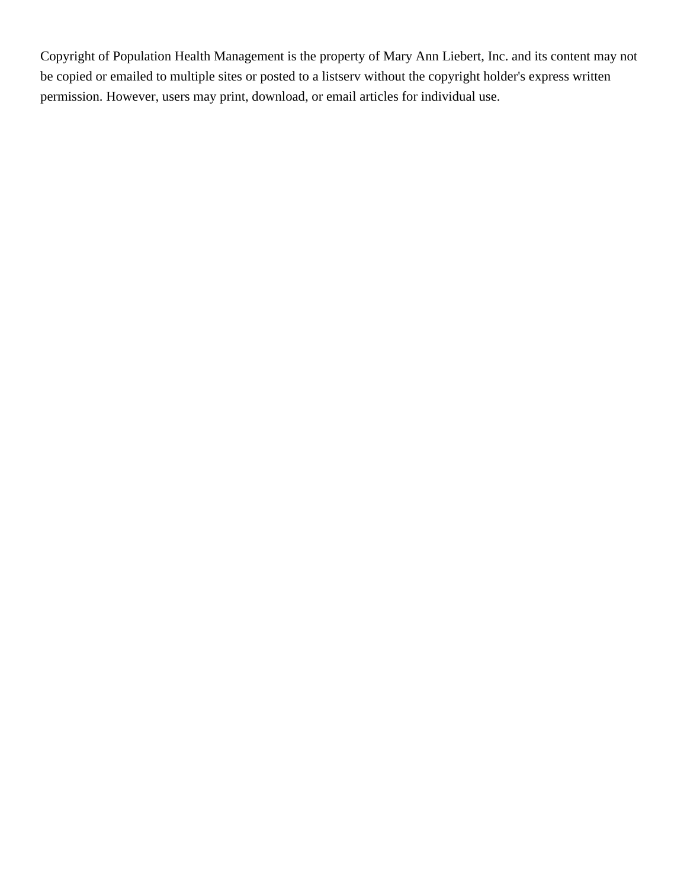Copyright of Population Health Management is the property of Mary Ann Liebert, Inc. and its content may not be copied or emailed to multiple sites or posted to a listserv without the copyright holder's express written permission. However, users may print, download, or email articles for individual use.